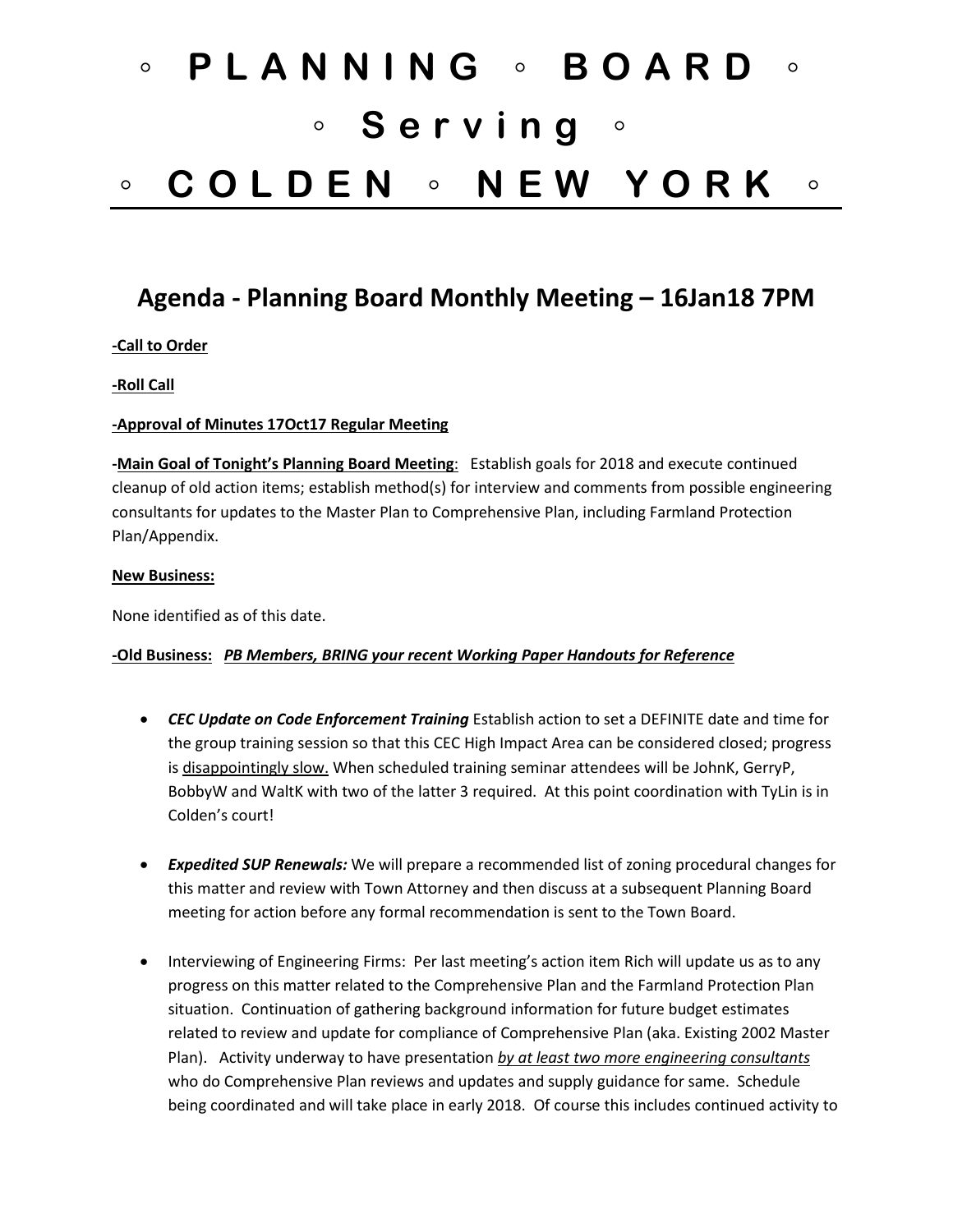# ◦ P L A N N I N G ◦ B O A R D ◦
# ◦ S e r v i n g ◦
# ◦ C O L D E N ◦ N E W Y O R K ◦

---

## Agenda - Planning Board Monthly Meeting – 16Jan18 7PM

**-Call to Order**

**-Roll Call**

**-Approval of Minutes 17Oct17 Regular Meeting**

**-Main Goal of Tonight's Planning Board Meeting**: Establish goals for 2018 and execute continued cleanup of old action items; establish method(s) for interview and comments from possible engineering consultants for updates to the Master Plan to Comprehensive Plan, including Farmland Protection Plan/Appendix.

**New Business:**

None identified as of this date.

**-Old Business:** ***PB Members, BRING your recent Working Paper Handouts for Reference***

- ***CEC Update on Code Enforcement Training*** Establish action to set a DEFINITE date and time for the group training session so that this CEC High Impact Area can be considered closed; progress is disappointingly slow. When scheduled training seminar attendees will be JohnK, GerryP, BobbyW and WaltK with two of the latter 3 required. At this point coordination with TyLin is in Colden's court!

- ***Expedited SUP Renewals:*** We will prepare a recommended list of zoning procedural changes for this matter and review with Town Attorney and then discuss at a subsequent Planning Board meeting for action before any formal recommendation is sent to the Town Board.

- Interviewing of Engineering Firms: Per last meeting's action item Rich will update us as to any progress on this matter related to the Comprehensive Plan and the Farmland Protection Plan situation. Continuation of gathering background information for future budget estimates related to review and update for compliance of Comprehensive Plan (aka. Existing 2002 Master Plan). Activity underway to have presentation *by at least two more engineering consultants* who do Comprehensive Plan reviews and updates and supply guidance for same. Schedule being coordinated and will take place in early 2018. Of course this includes continued activity to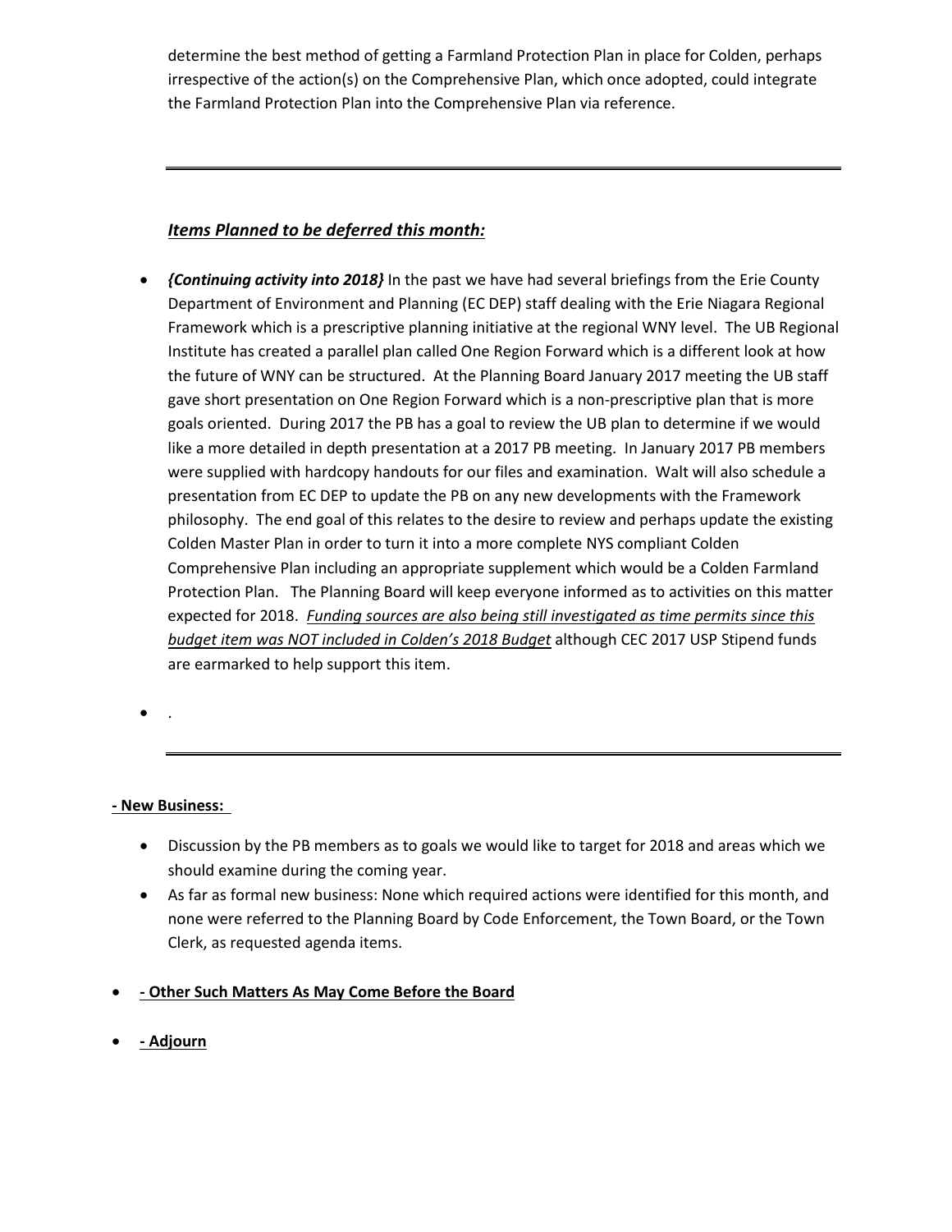determine the best method of getting a Farmland Protection Plan in place for Colden, perhaps irrespective of the action(s) on the Comprehensive Plan, which once adopted, could integrate the Farmland Protection Plan into the Comprehensive Plan via reference.

---

***Items Planned to be deferred this month:***

- ***{Continuing activity into 2018}*** In the past we have had several briefings from the Erie County Department of Environment and Planning (EC DEP) staff dealing with the Erie Niagara Regional Framework which is a prescriptive planning initiative at the regional WNY level. The UB Regional Institute has created a parallel plan called One Region Forward which is a different look at how the future of WNY can be structured. At the Planning Board January 2017 meeting the UB staff gave short presentation on One Region Forward which is a non-prescriptive plan that is more goals oriented. During 2017 the PB has a goal to review the UB plan to determine if we would like a more detailed in depth presentation at a 2017 PB meeting. In January 2017 PB members were supplied with hardcopy handouts for our files and examination. Walt will also schedule a presentation from EC DEP to update the PB on any new developments with the Framework philosophy. The end goal of this relates to the desire to review and perhaps update the existing Colden Master Plan in order to turn it into a more complete NYS compliant Colden Comprehensive Plan including an appropriate supplement which would be a Colden Farmland Protection Plan. The Planning Board will keep everyone informed as to activities on this matter expected for 2018. ***Funding sources are also being still investigated as time permits since this budget item was NOT included in Colden's 2018 Budget*** although CEC 2017 USP Stipend funds are earmarked to help support this item.
- .

---

**- New Business:**

- Discussion by the PB members as to goals we would like to target for 2018 and areas which we should examine during the coming year.
- As far as formal new business: None which required actions were identified for this month, and none were referred to the Planning Board by Code Enforcement, the Town Board, or the Town Clerk, as requested agenda items.

- **- Other Such Matters As May Come Before the Board**
- **- Adjourn**